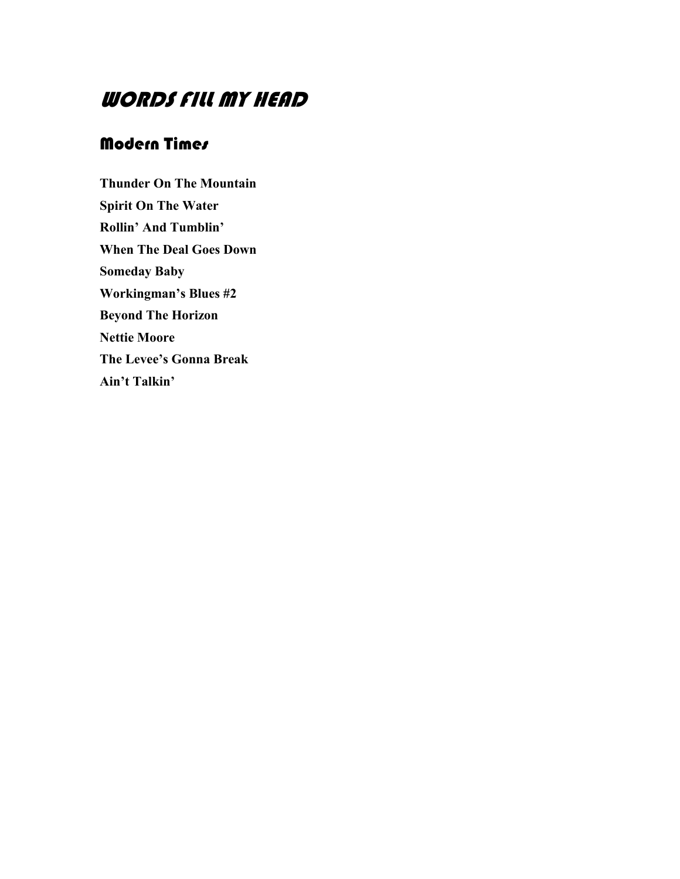# WORDS FILL MY HEAD

## Modern Times

**Thunder On The Mountain**

**Spirit On The Water**

**Rollin' And Tumblin'**

**When The Deal Goes Down**

**Someday Baby**

**Workingman's Blues #2**

**Beyond The Horizon**

**Nettie Moore**

**The Levee's Gonna Break**

**Ain't Talkin'**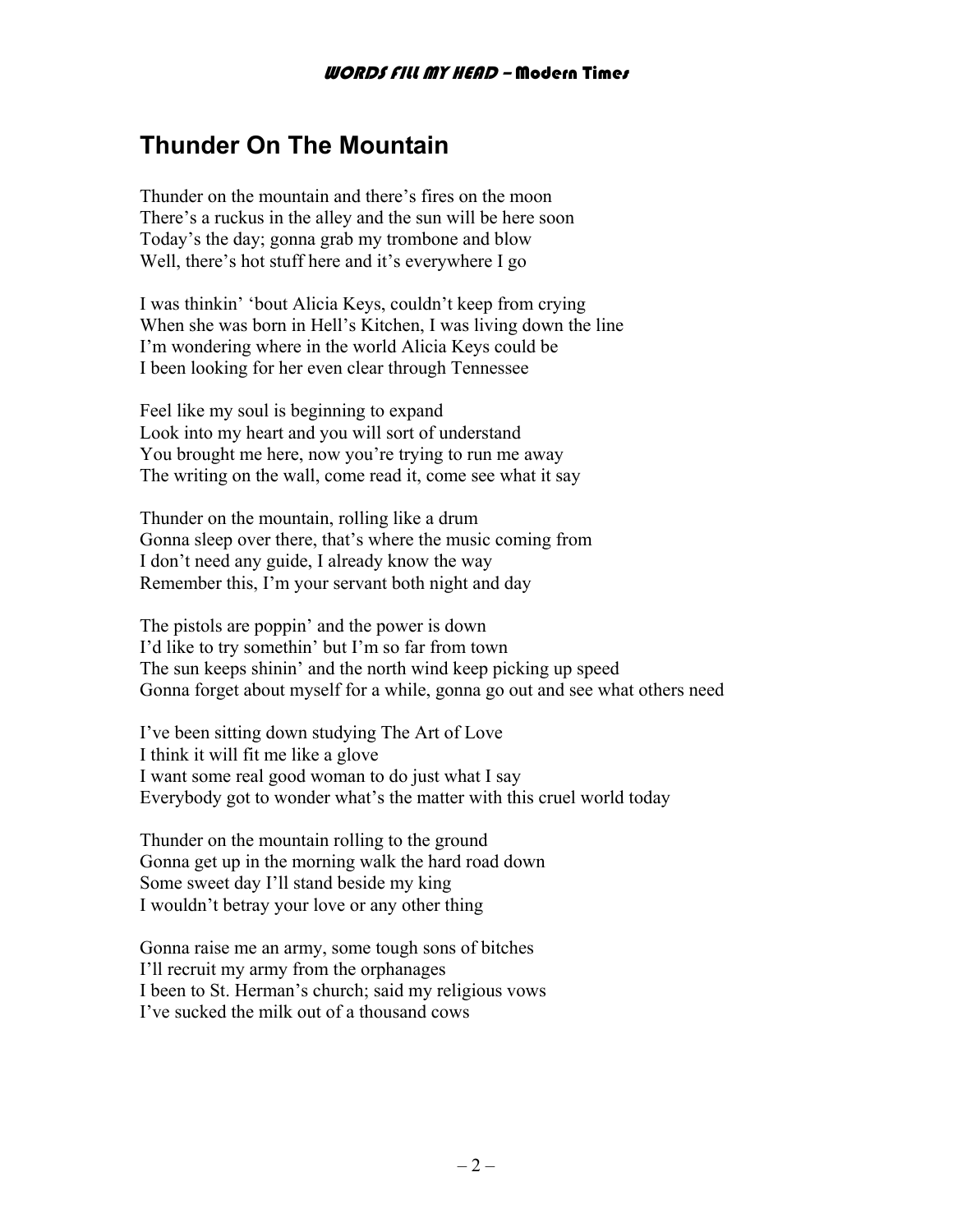# Thunder On The Mountain

Thunder on the mountain and there's fires on the moon
There's a ruckus in the alley and the sun will be here soon
Today's the day; gonna grab my trombone and blow
Well, there's hot stuff here and it's everywhere I go

I was thinkin' 'bout Alicia Keys, couldn't keep from crying
When she was born in Hell's Kitchen, I was living down the line
I'm wondering where in the world Alicia Keys could be
I been looking for her even clear through Tennessee

Feel like my soul is beginning to expand
Look into my heart and you will sort of understand
You brought me here, now you're trying to run me away
The writing on the wall, come read it, come see what it say

Thunder on the mountain, rolling like a drum
Gonna sleep over there, that's where the music coming from
I don't need any guide, I already know the way
Remember this, I'm your servant both night and day

The pistols are poppin' and the power is down
I'd like to try somethin' but I'm so far from town
The sun keeps shinin' and the north wind keep picking up speed
Gonna forget about myself for a while, gonna go out and see what others need

I've been sitting down studying The Art of Love
I think it will fit me like a glove
I want some real good woman to do just what I say
Everybody got to wonder what's the matter with this cruel world today

Thunder on the mountain rolling to the ground
Gonna get up in the morning walk the hard road down
Some sweet day I'll stand beside my king
I wouldn't betray your love or any other thing

Gonna raise me an army, some tough sons of bitches
I'll recruit my army from the orphanages
I been to St. Herman's church; said my religious vows
I've sucked the milk out of a thousand cows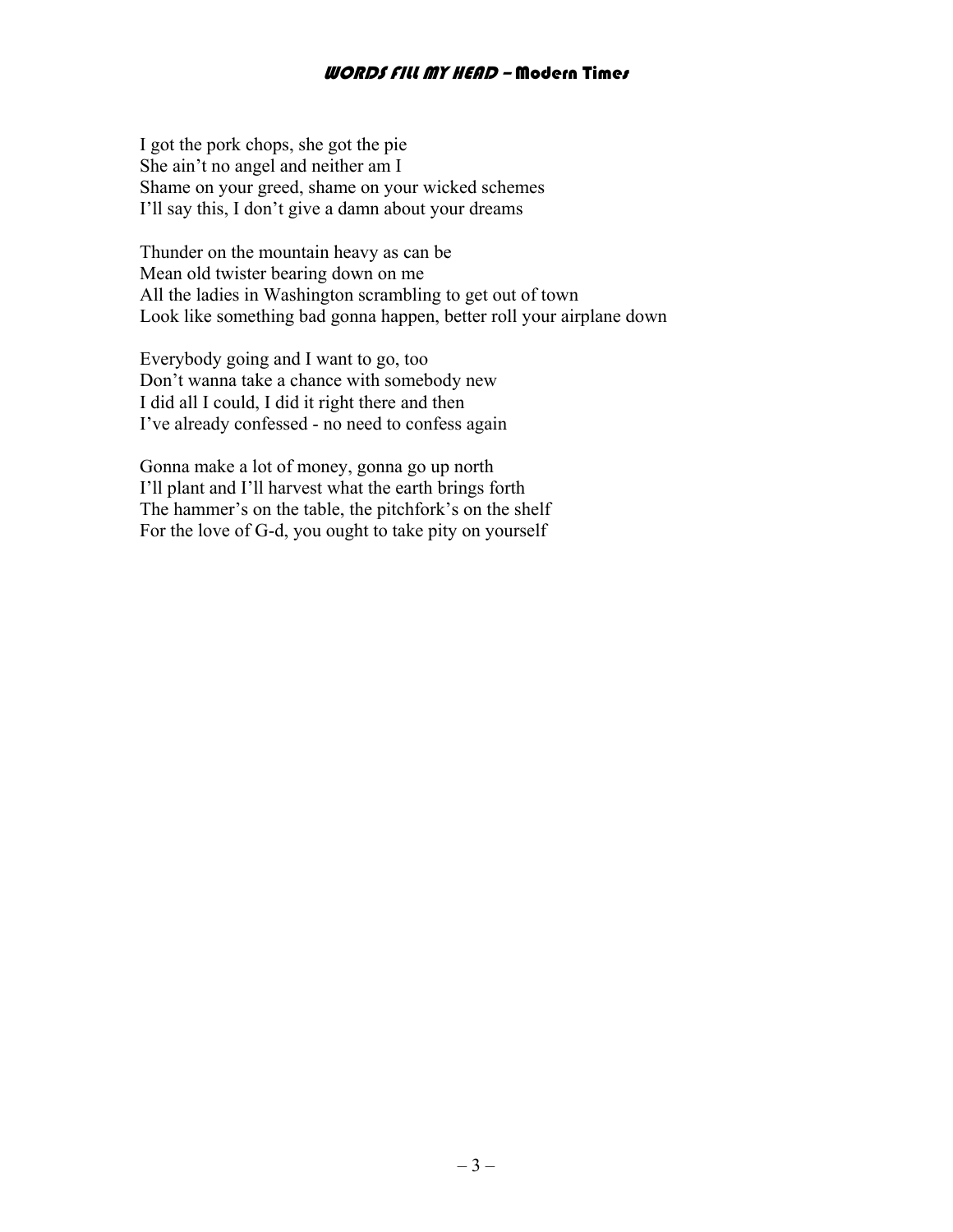I got the pork chops, she got the pie
She ain't no angel and neither am I
Shame on your greed, shame on your wicked schemes
I'll say this, I don't give a damn about your dreams

Thunder on the mountain heavy as can be
Mean old twister bearing down on me
All the ladies in Washington scrambling to get out of town
Look like something bad gonna happen, better roll your airplane down

Everybody going and I want to go, too
Don't wanna take a chance with somebody new
I did all I could, I did it right there and then
I've already confessed - no need to confess again

Gonna make a lot of money, gonna go up north
I'll plant and I'll harvest what the earth brings forth
The hammer's on the table, the pitchfork's on the shelf
For the love of G-d, you ought to take pity on yourself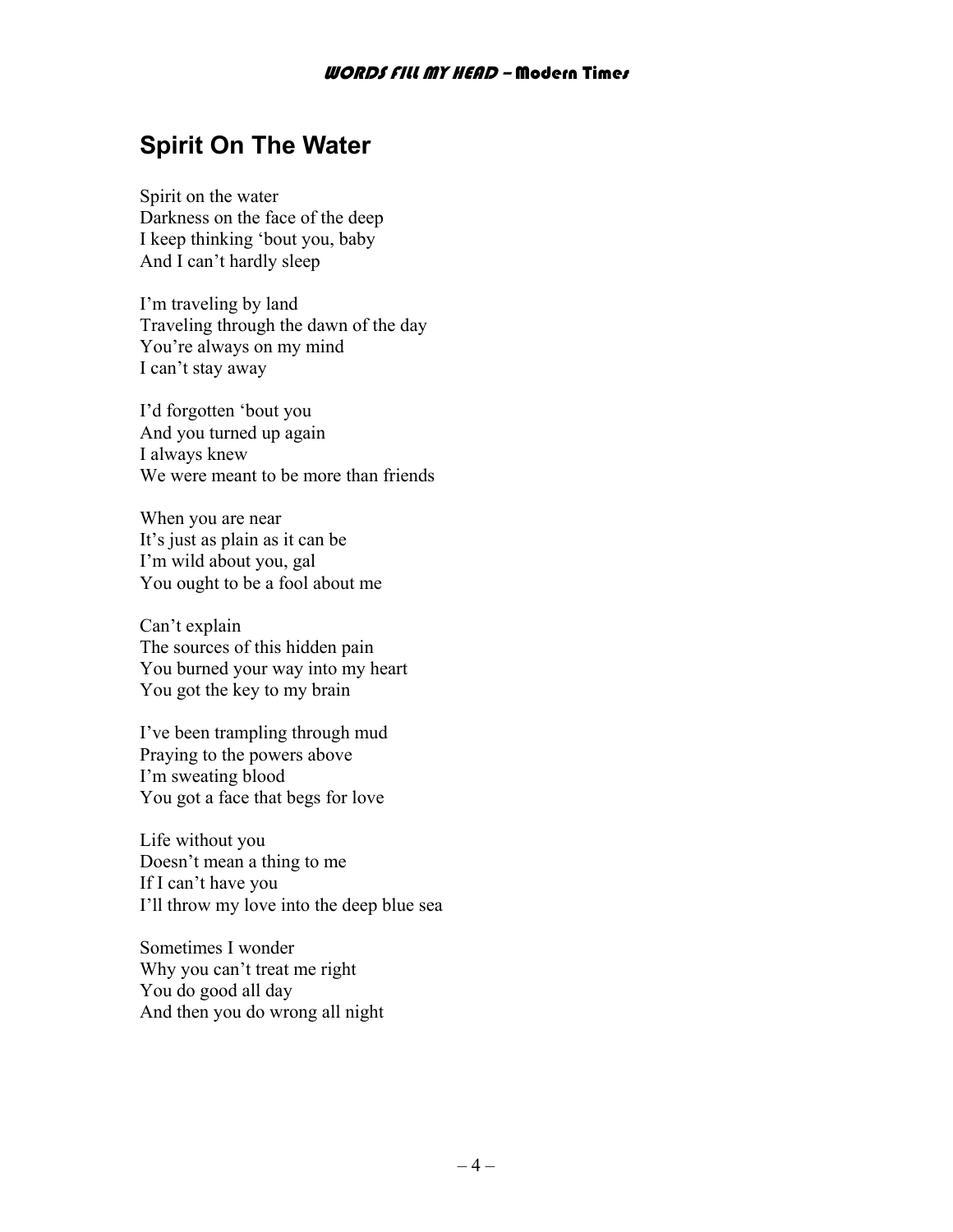## Spirit On The Water

Spirit on the water  
Darkness on the face of the deep  
I keep thinking 'bout you, baby  
And I can't hardly sleep

I'm traveling by land  
Traveling through the dawn of the day  
You're always on my mind  
I can't stay away

I'd forgotten 'bout you  
And you turned up again  
I always knew  
We were meant to be more than friends

When you are near  
It's just as plain as it can be  
I'm wild about you, gal  
You ought to be a fool about me

Can't explain  
The sources of this hidden pain  
You burned your way into my heart  
You got the key to my brain

I've been trampling through mud  
Praying to the powers above  
I'm sweating blood  
You got a face that begs for love

Life without you  
Doesn't mean a thing to me  
If I can't have you  
I'll throw my love into the deep blue sea

Sometimes I wonder  
Why you can't treat me right  
You do good all day  
And then you do wrong all night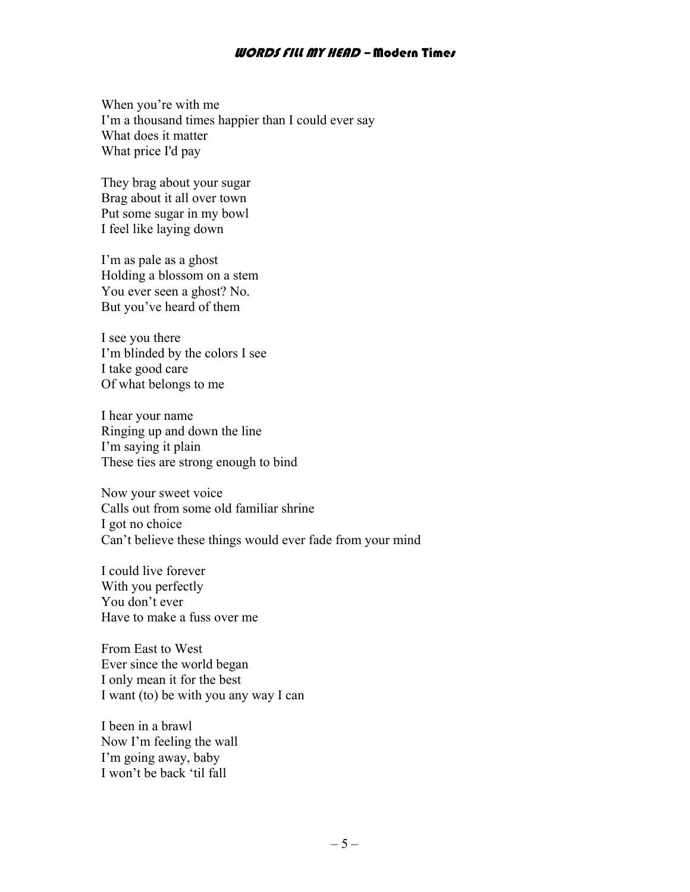When you’re with me
I’m a thousand times happier than I could ever say
What does it matter
What price I'd pay

They brag about your sugar
Brag about it all over town
Put some sugar in my bowl
I feel like laying down

I’m as pale as a ghost
Holding a blossom on a stem
You ever seen a ghost? No.
But you’ve heard of them

I see you there
I’m blinded by the colors I see
I take good care
Of what belongs to me

I hear your name
Ringing up and down the line
I’m saying it plain
These ties are strong enough to bind

Now your sweet voice
Calls out from some old familiar shrine
I got no choice
Can’t believe these things would ever fade from your mind

I could live forever
With you perfectly
You don’t ever
Have to make a fuss over me

From East to West
Ever since the world began
I only mean it for the best
I want (to) be with you any way I can

I been in a brawl
Now I’m feeling the wall
I’m going away, baby
I won’t be back ‘til fall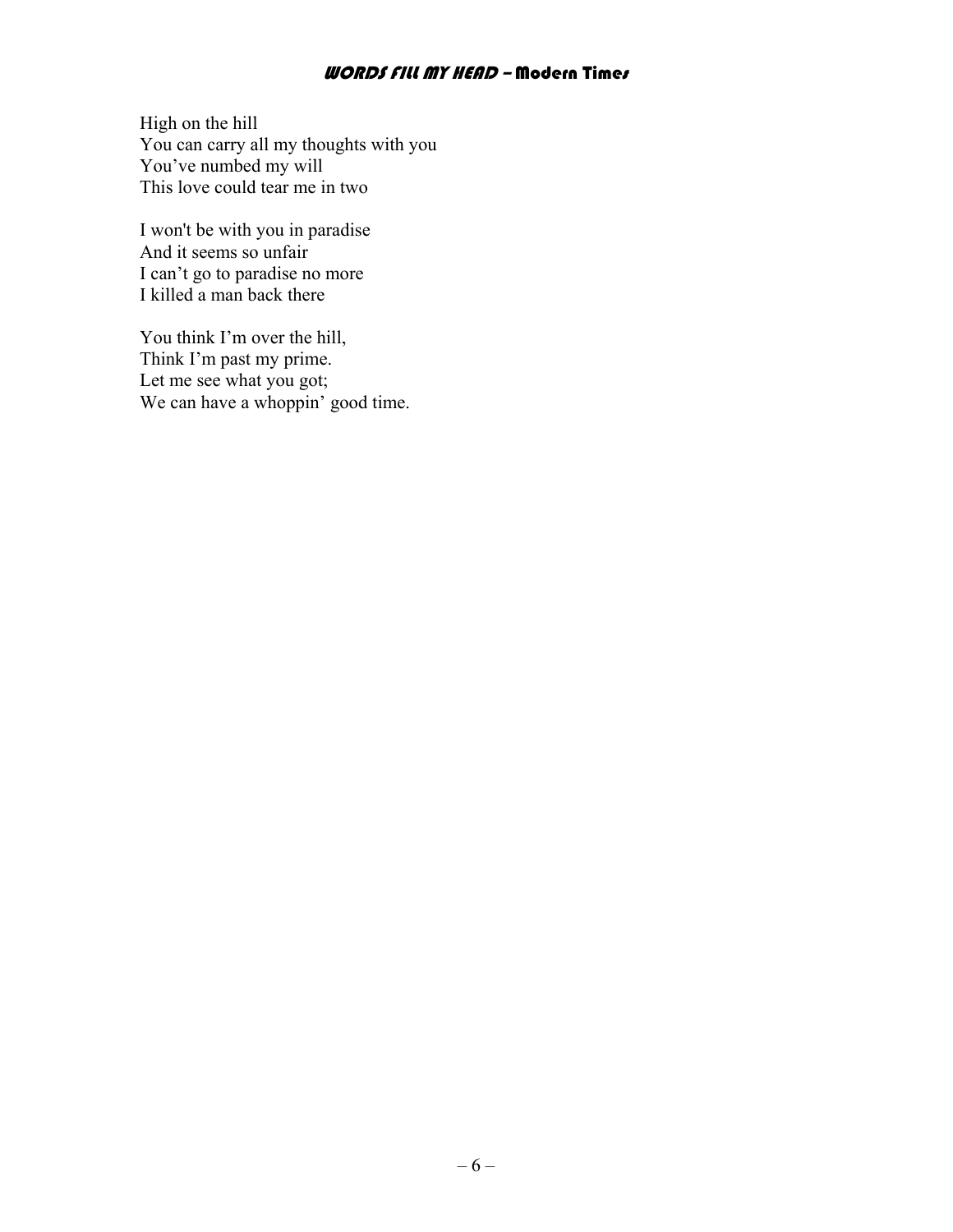High on the hill
You can carry all my thoughts with you
You've numbed my will
This love could tear me in two

I won't be with you in paradise
And it seems so unfair
I can't go to paradise no more
I killed a man back there

You think I'm over the hill,
Think I'm past my prime.
Let me see what you got;
We can have a whoppin' good time.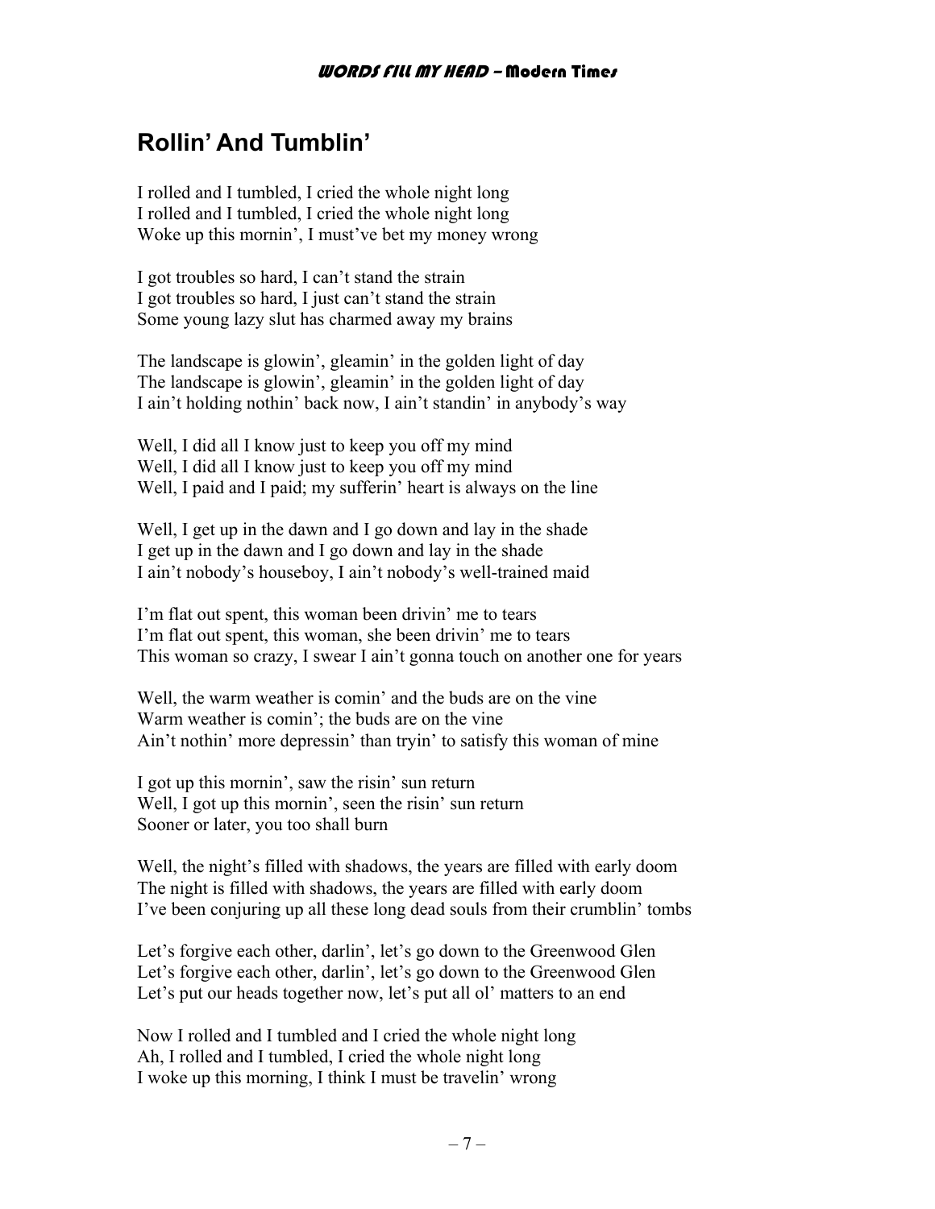## Rollin' And Tumblin'

I rolled and I tumbled, I cried the whole night long
I rolled and I tumbled, I cried the whole night long
Woke up this mornin', I must've bet my money wrong

I got troubles so hard, I can't stand the strain
I got troubles so hard, I just can't stand the strain
Some young lazy slut has charmed away my brains

The landscape is glowin', gleamin' in the golden light of day
The landscape is glowin', gleamin' in the golden light of day
I ain't holding nothin' back now, I ain't standin' in anybody's way

Well, I did all I know just to keep you off my mind
Well, I did all I know just to keep you off my mind
Well, I paid and I paid; my sufferin' heart is always on the line

Well, I get up in the dawn and I go down and lay in the shade
I get up in the dawn and I go down and lay in the shade
I ain't nobody's houseboy, I ain't nobody's well-trained maid

I'm flat out spent, this woman been drivin' me to tears
I'm flat out spent, this woman, she been drivin' me to tears
This woman so crazy, I swear I ain't gonna touch on another one for years

Well, the warm weather is comin' and the buds are on the vine
Warm weather is comin'; the buds are on the vine
Ain't nothin' more depressin' than tryin' to satisfy this woman of mine

I got up this mornin', saw the risin' sun return
Well, I got up this mornin', seen the risin' sun return
Sooner or later, you too shall burn

Well, the night's filled with shadows, the years are filled with early doom
The night is filled with shadows, the years are filled with early doom
I've been conjuring up all these long dead souls from their crumblin' tombs

Let's forgive each other, darlin', let's go down to the Greenwood Glen
Let's forgive each other, darlin', let's go down to the Greenwood Glen
Let's put our heads together now, let's put all ol' matters to an end

Now I rolled and I tumbled and I cried the whole night long
Ah, I rolled and I tumbled, I cried the whole night long
I woke up this morning, I think I must be travelin' wrong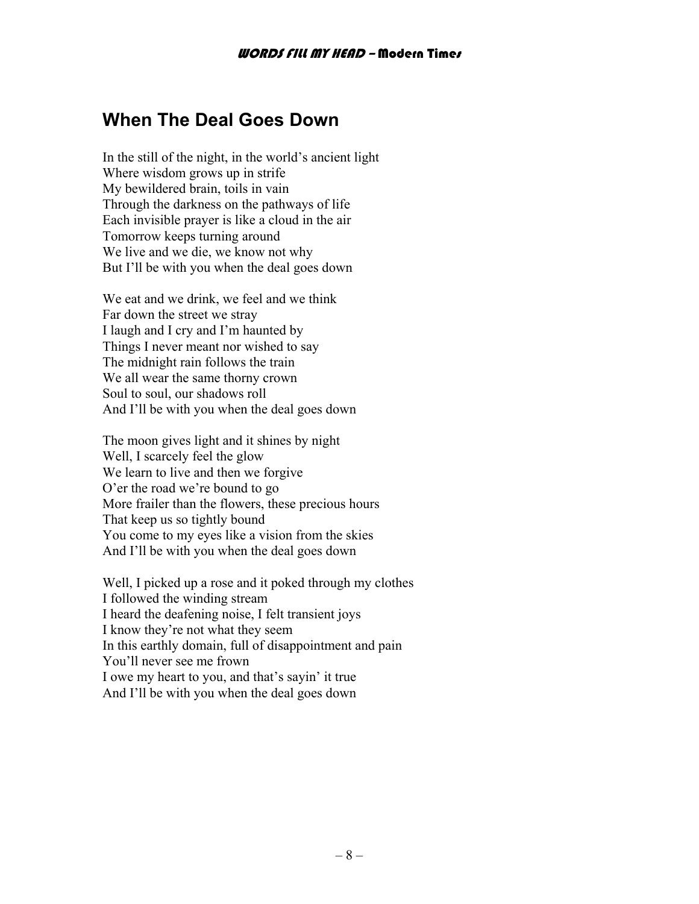## When The Deal Goes Down

In the still of the night, in the world's ancient light
Where wisdom grows up in strife
My bewildered brain, toils in vain
Through the darkness on the pathways of life
Each invisible prayer is like a cloud in the air
Tomorrow keeps turning around
We live and we die, we know not why
But I'll be with you when the deal goes down

We eat and we drink, we feel and we think
Far down the street we stray
I laugh and I cry and I'm haunted by
Things I never meant nor wished to say
The midnight rain follows the train
We all wear the same thorny crown
Soul to soul, our shadows roll
And I'll be with you when the deal goes down

The moon gives light and it shines by night
Well, I scarcely feel the glow
We learn to live and then we forgive
O'er the road we're bound to go
More frailer than the flowers, these precious hours
That keep us so tightly bound
You come to my eyes like a vision from the skies
And I'll be with you when the deal goes down

Well, I picked up a rose and it poked through my clothes
I followed the winding stream
I heard the deafening noise, I felt transient joys
I know they're not what they seem
In this earthly domain, full of disappointment and pain
You'll never see me frown
I owe my heart to you, and that's sayin' it true
And I'll be with you when the deal goes down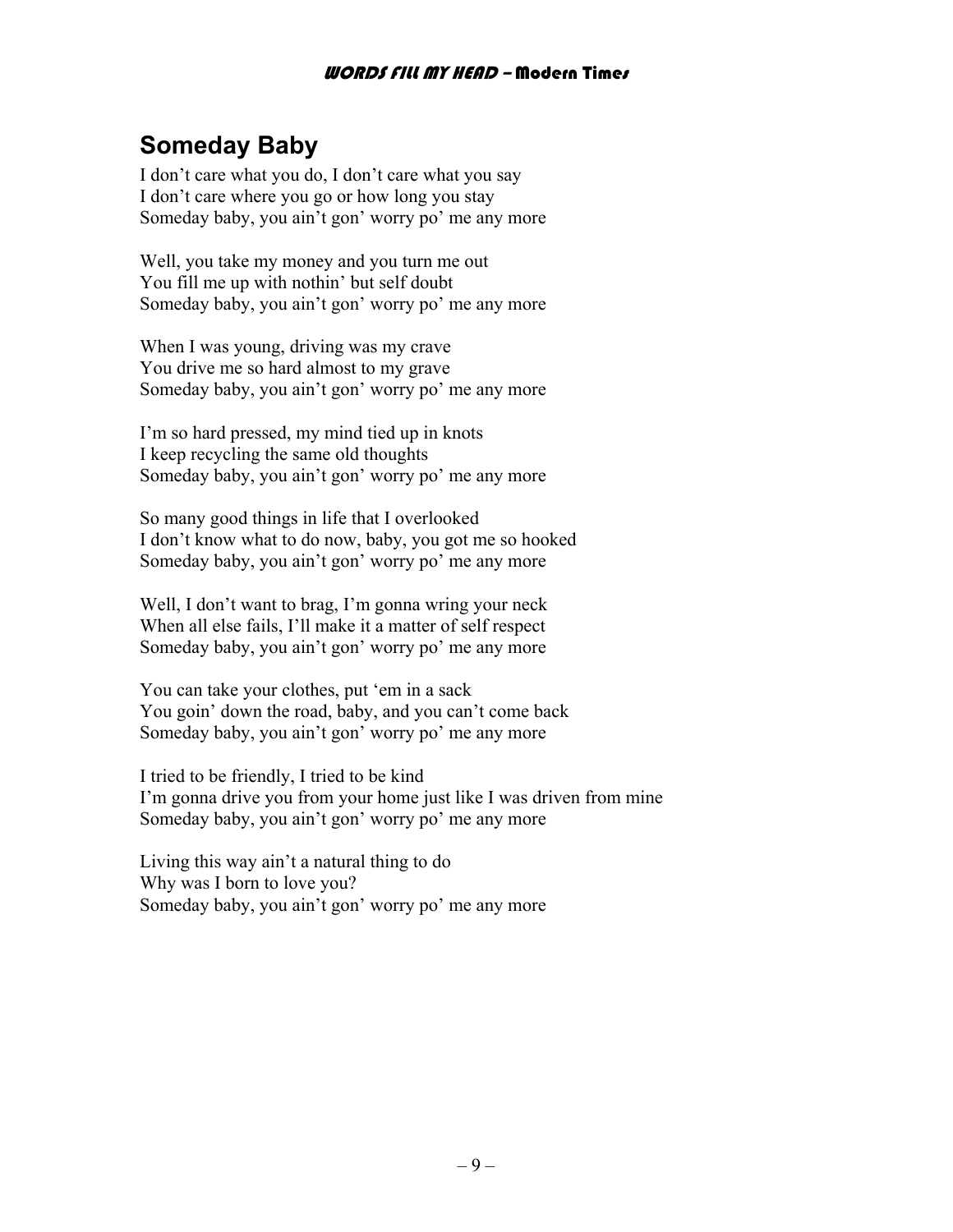## Someday Baby

I don’t care what you do, I don’t care what you say
I don’t care where you go or how long you stay
Someday baby, you ain’t gon’ worry po’ me any more

Well, you take my money and you turn me out
You fill me up with nothin’ but self doubt
Someday baby, you ain’t gon’ worry po’ me any more

When I was young, driving was my crave
You drive me so hard almost to my grave
Someday baby, you ain’t gon’ worry po’ me any more

I’m so hard pressed, my mind tied up in knots
I keep recycling the same old thoughts
Someday baby, you ain’t gon’ worry po’ me any more

So many good things in life that I overlooked
I don’t know what to do now, baby, you got me so hooked
Someday baby, you ain’t gon’ worry po’ me any more

Well, I don’t want to brag, I’m gonna wring your neck
When all else fails, I’ll make it a matter of self respect
Someday baby, you ain’t gon’ worry po’ me any more

You can take your clothes, put ‘em in a sack
You goin’ down the road, baby, and you can’t come back
Someday baby, you ain’t gon’ worry po’ me any more

I tried to be friendly, I tried to be kind
I’m gonna drive you from your home just like I was driven from mine
Someday baby, you ain’t gon’ worry po’ me any more

Living this way ain’t a natural thing to do
Why was I born to love you?
Someday baby, you ain’t gon’ worry po’ me any more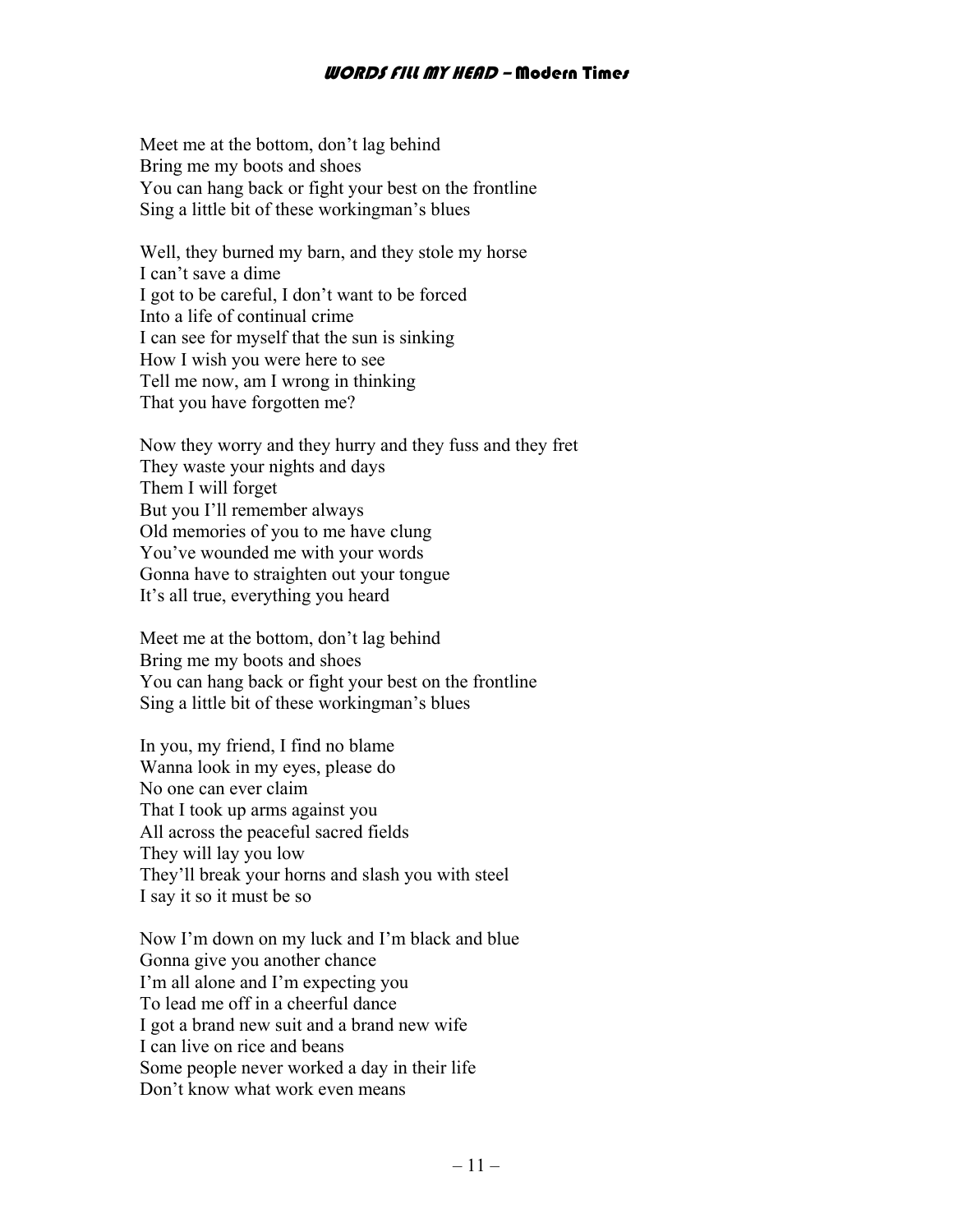Meet me at the bottom, don't lag behind
Bring me my boots and shoes
You can hang back or fight your best on the frontline
Sing a little bit of these workingman's blues

Well, they burned my barn, and they stole my horse
I can't save a dime
I got to be careful, I don't want to be forced
Into a life of continual crime
I can see for myself that the sun is sinking
How I wish you were here to see
Tell me now, am I wrong in thinking
That you have forgotten me?

Now they worry and they hurry and they fuss and they fret
They waste your nights and days
Them I will forget
But you I'll remember always
Old memories of you to me have clung
You've wounded me with your words
Gonna have to straighten out your tongue
It's all true, everything you heard

Meet me at the bottom, don't lag behind
Bring me my boots and shoes
You can hang back or fight your best on the frontline
Sing a little bit of these workingman's blues

In you, my friend, I find no blame
Wanna look in my eyes, please do
No one can ever claim
That I took up arms against you
All across the peaceful sacred fields
They will lay you low
They'll break your horns and slash you with steel
I say it so it must be so

Now I'm down on my luck and I'm black and blue
Gonna give you another chance
I'm all alone and I'm expecting you
To lead me off in a cheerful dance
I got a brand new suit and a brand new wife
I can live on rice and beans
Some people never worked a day in their life
Don't know what work even means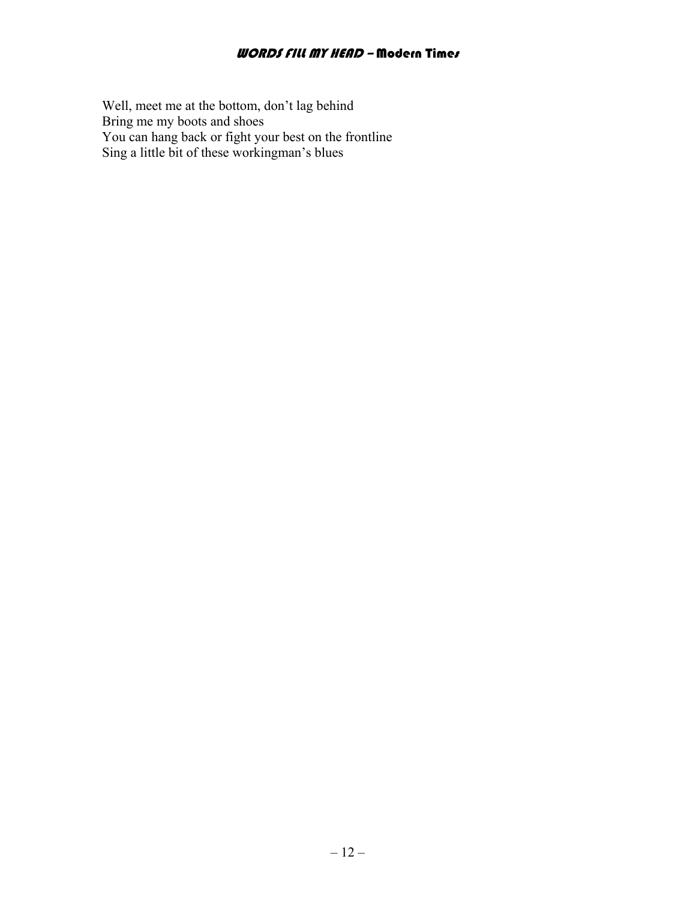Well, meet me at the bottom, don't lag behind
Bring me my boots and shoes
You can hang back or fight your best on the frontline
Sing a little bit of these workingman's blues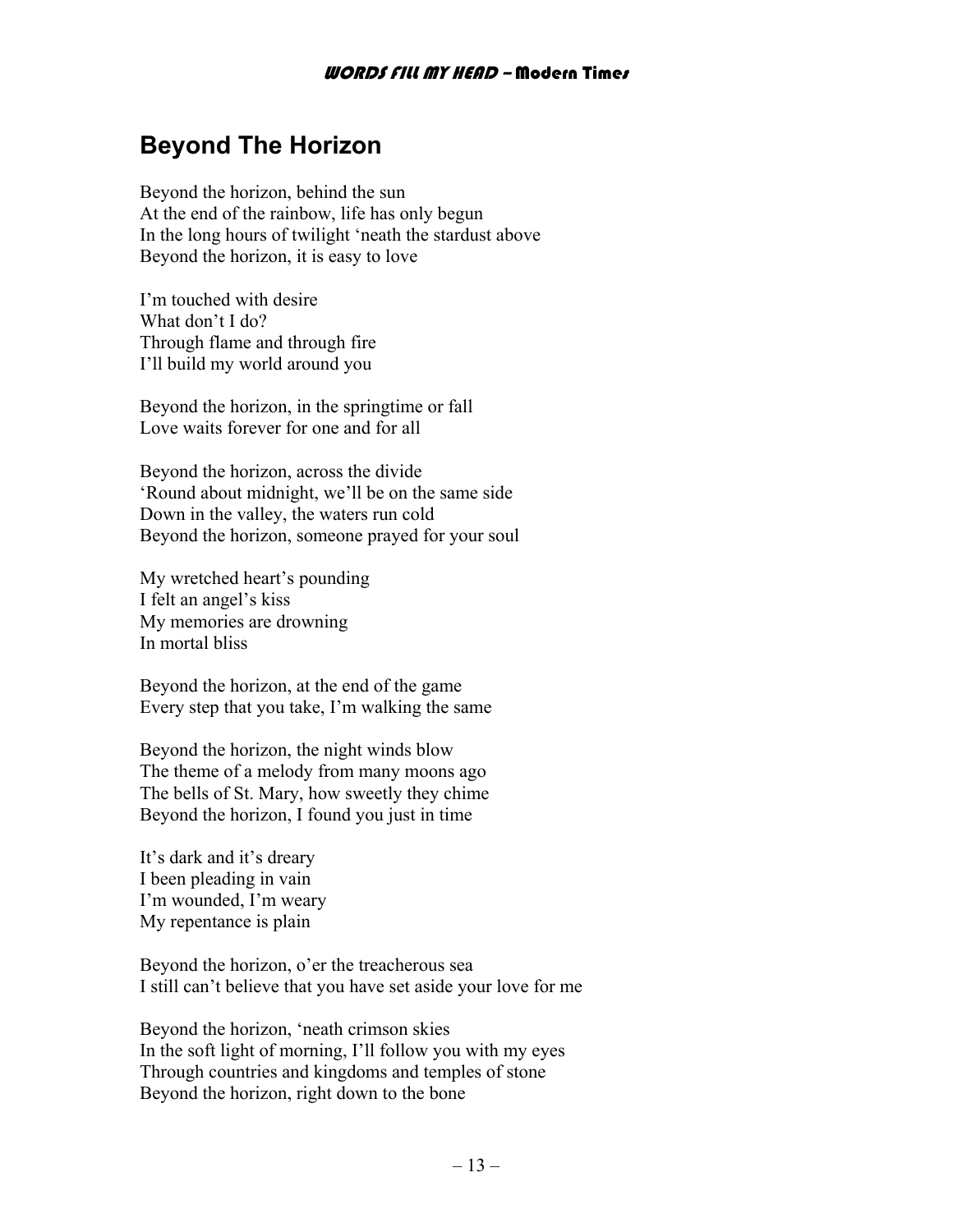# Beyond The Horizon

Beyond the horizon, behind the sun
At the end of the rainbow, life has only begun
In the long hours of twilight 'neath the stardust above
Beyond the horizon, it is easy to love

I'm touched with desire
What don't I do?
Through flame and through fire
I'll build my world around you

Beyond the horizon, in the springtime or fall
Love waits forever for one and for all

Beyond the horizon, across the divide
'Round about midnight, we'll be on the same side
Down in the valley, the waters run cold
Beyond the horizon, someone prayed for your soul

My wretched heart's pounding
I felt an angel's kiss
My memories are drowning
In mortal bliss

Beyond the horizon, at the end of the game
Every step that you take, I'm walking the same

Beyond the horizon, the night winds blow
The theme of a melody from many moons ago
The bells of St. Mary, how sweetly they chime
Beyond the horizon, I found you just in time

It's dark and it's dreary
I been pleading in vain
I'm wounded, I'm weary
My repentance is plain

Beyond the horizon, o'er the treacherous sea
I still can't believe that you have set aside your love for me

Beyond the horizon, 'neath crimson skies
In the soft light of morning, I'll follow you with my eyes
Through countries and kingdoms and temples of stone
Beyond the horizon, right down to the bone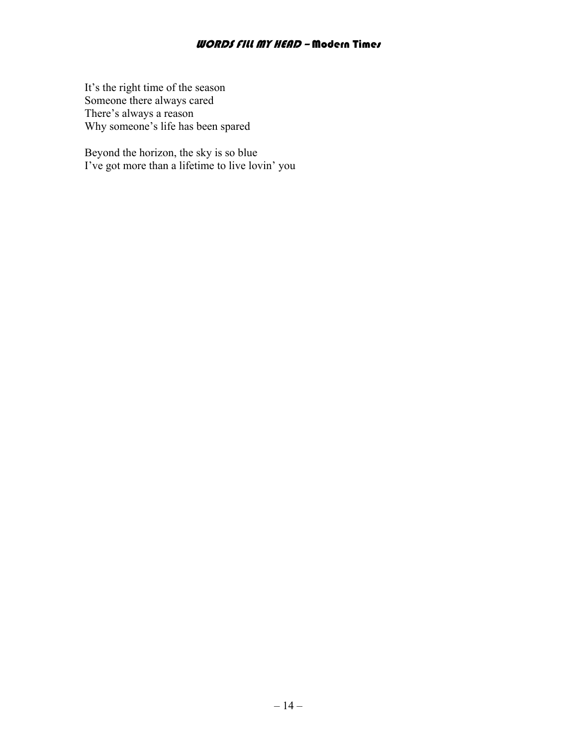It's the right time of the season  
Someone there always cared  
There's always a reason  
Why someone's life has been spared

Beyond the horizon, the sky is so blue  
I've got more than a lifetime to live lovin' you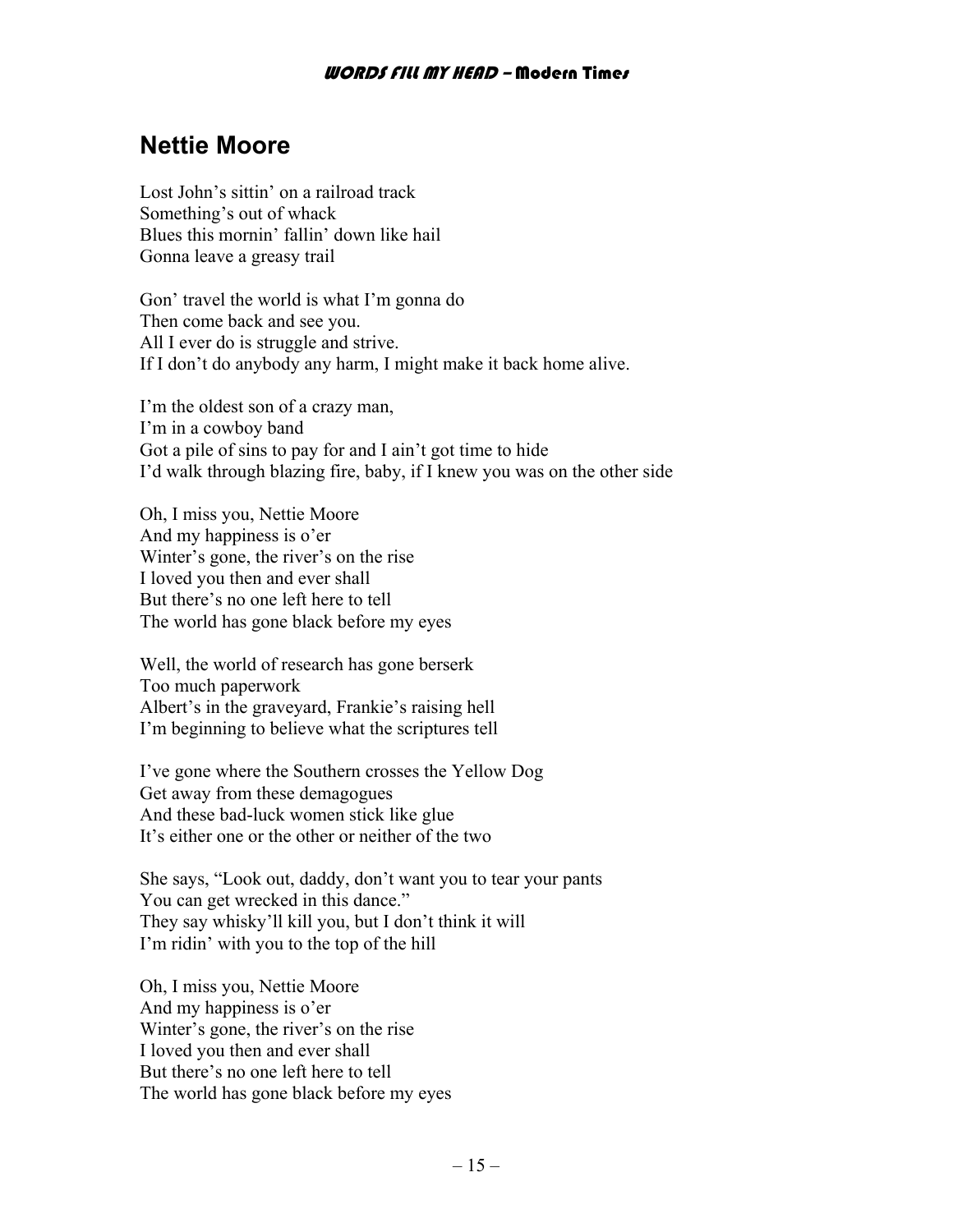## Nettie Moore

Lost John's sittin' on a railroad track
Something's out of whack
Blues this mornin' fallin' down like hail
Gonna leave a greasy trail

Gon' travel the world is what I'm gonna do
Then come back and see you.
All I ever do is struggle and strive.
If I don't do anybody any harm, I might make it back home alive.

I'm the oldest son of a crazy man,
I'm in a cowboy band
Got a pile of sins to pay for and I ain't got time to hide
I'd walk through blazing fire, baby, if I knew you was on the other side

Oh, I miss you, Nettie Moore
And my happiness is o'er
Winter's gone, the river's on the rise
I loved you then and ever shall
But there's no one left here to tell
The world has gone black before my eyes

Well, the world of research has gone berserk
Too much paperwork
Albert's in the graveyard, Frankie's raising hell
I'm beginning to believe what the scriptures tell

I've gone where the Southern crosses the Yellow Dog
Get away from these demagogues
And these bad-luck women stick like glue
It's either one or the other or neither of the two

She says, "Look out, daddy, don't want you to tear your pants
You can get wrecked in this dance."
They say whisky'll kill you, but I don't think it will
I'm ridin' with you to the top of the hill

Oh, I miss you, Nettie Moore
And my happiness is o'er
Winter's gone, the river's on the rise
I loved you then and ever shall
But there's no one left here to tell
The world has gone black before my eyes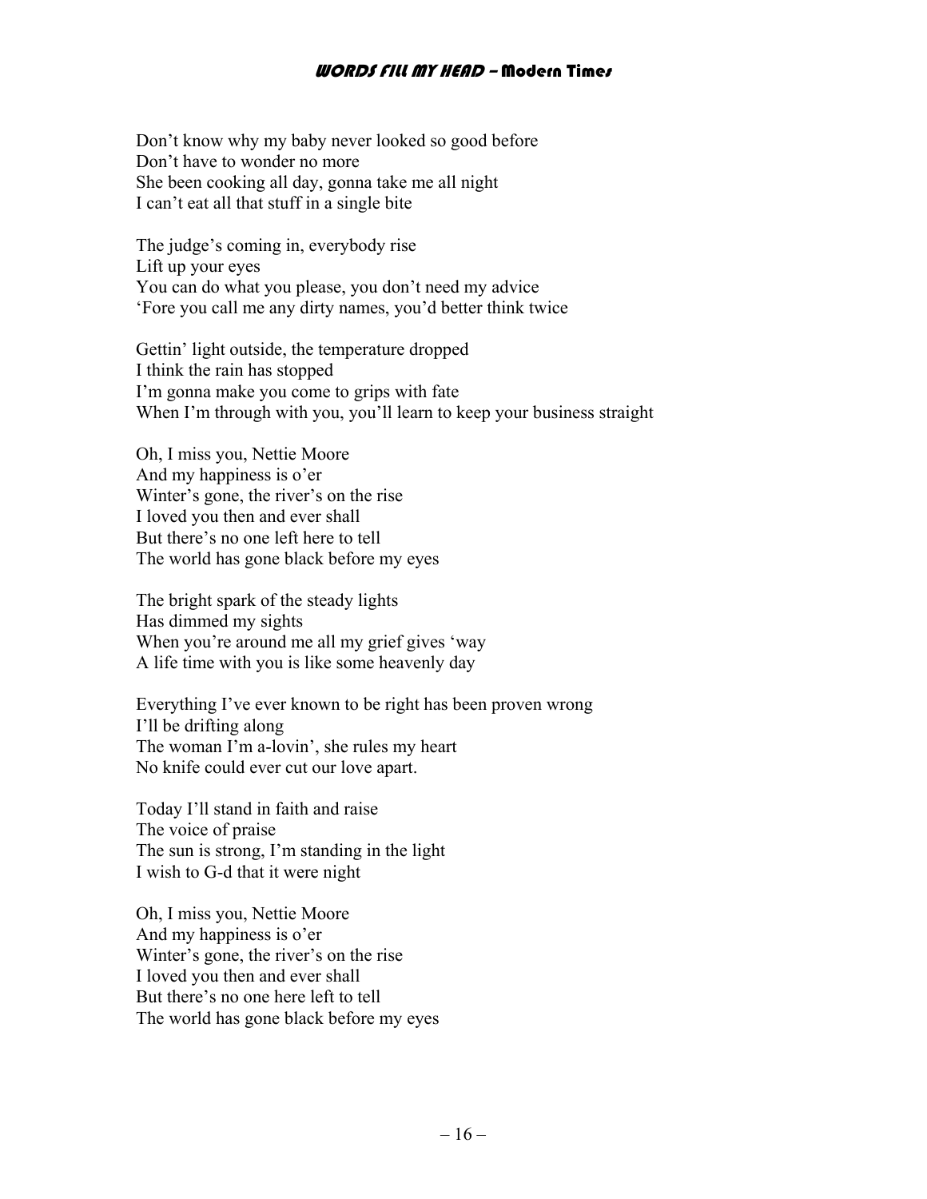Don’t know why my baby never looked so good before
Don’t have to wonder no more
She been cooking all day, gonna take me all night
I can’t eat all that stuff in a single bite

The judge’s coming in, everybody rise
Lift up your eyes
You can do what you please, you don’t need my advice
‘Fore you call me any dirty names, you’d better think twice

Gettin’ light outside, the temperature dropped
I think the rain has stopped
I’m gonna make you come to grips with fate
When I’m through with you, you’ll learn to keep your business straight

Oh, I miss you, Nettie Moore
And my happiness is o’er
Winter’s gone, the river’s on the rise
I loved you then and ever shall
But there’s no one left here to tell
The world has gone black before my eyes

The bright spark of the steady lights
Has dimmed my sights
When you’re around me all my grief gives ‘way
A life time with you is like some heavenly day

Everything I’ve ever known to be right has been proven wrong
I’ll be drifting along
The woman I’m a-lovin’, she rules my heart
No knife could ever cut our love apart.

Today I’ll stand in faith and raise
The voice of praise
The sun is strong, I’m standing in the light
I wish to G-d that it were night

Oh, I miss you, Nettie Moore
And my happiness is o’er
Winter’s gone, the river’s on the rise
I loved you then and ever shall
But there’s no one here left to tell
The world has gone black before my eyes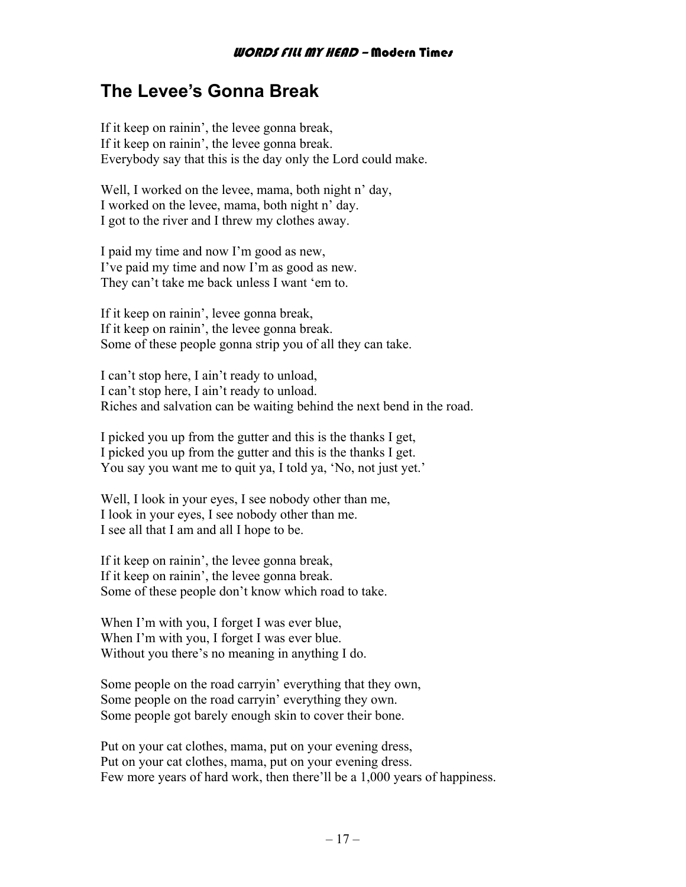## The Levee's Gonna Break

If it keep on rainin', the levee gonna break,
If it keep on rainin', the levee gonna break.
Everybody say that this is the day only the Lord could make.

Well, I worked on the levee, mama, both night n' day,
I worked on the levee, mama, both night n' day.
I got to the river and I threw my clothes away.

I paid my time and now I'm good as new,
I've paid my time and now I'm as good as new.
They can't take me back unless I want 'em to.

If it keep on rainin', levee gonna break,
If it keep on rainin', the levee gonna break.
Some of these people gonna strip you of all they can take.

I can't stop here, I ain't ready to unload,
I can't stop here, I ain't ready to unload.
Riches and salvation can be waiting behind the next bend in the road.

I picked you up from the gutter and this is the thanks I get,
I picked you up from the gutter and this is the thanks I get.
You say you want me to quit ya, I told ya, 'No, not just yet.'

Well, I look in your eyes, I see nobody other than me,
I look in your eyes, I see nobody other than me.
I see all that I am and all I hope to be.

If it keep on rainin', the levee gonna break,
If it keep on rainin', the levee gonna break.
Some of these people don't know which road to take.

When I'm with you, I forget I was ever blue,
When I'm with you, I forget I was ever blue.
Without you there's no meaning in anything I do.

Some people on the road carryin' everything that they own,
Some people on the road carryin' everything they own.
Some people got barely enough skin to cover their bone.

Put on your cat clothes, mama, put on your evening dress,
Put on your cat clothes, mama, put on your evening dress.
Few more years of hard work, then there'll be a 1,000 years of happiness.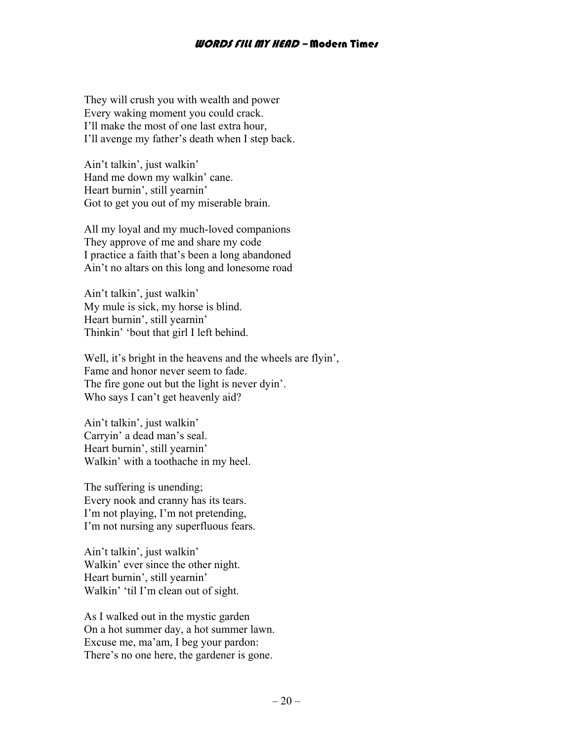They will crush you with wealth and power
Every waking moment you could crack.
I'll make the most of one last extra hour,
I'll avenge my father's death when I step back.

Ain't talkin', just walkin'
Hand me down my walkin' cane.
Heart burnin', still yearnin'
Got to get you out of my miserable brain.

All my loyal and my much-loved companions
They approve of me and share my code
I practice a faith that's been a long abandoned
Ain't no altars on this long and lonesome road

Ain't talkin', just walkin'
My mule is sick, my horse is blind.
Heart burnin', still yearnin'
Thinkin' 'bout that girl I left behind.

Well, it's bright in the heavens and the wheels are flyin',
Fame and honor never seem to fade.
The fire gone out but the light is never dyin'.
Who says I can't get heavenly aid?

Ain't talkin', just walkin'
Carryin' a dead man's seal.
Heart burnin', still yearnin'
Walkin' with a toothache in my heel.

The suffering is unending;
Every nook and cranny has its tears.
I'm not playing, I'm not pretending,
I'm not nursing any superfluous fears.

Ain't talkin', just walkin'
Walkin' ever since the other night.
Heart burnin', still yearnin'
Walkin' 'til I'm clean out of sight.

As I walked out in the mystic garden
On a hot summer day, a hot summer lawn.
Excuse me, ma'am, I beg your pardon:
There's no one here, the gardener is gone.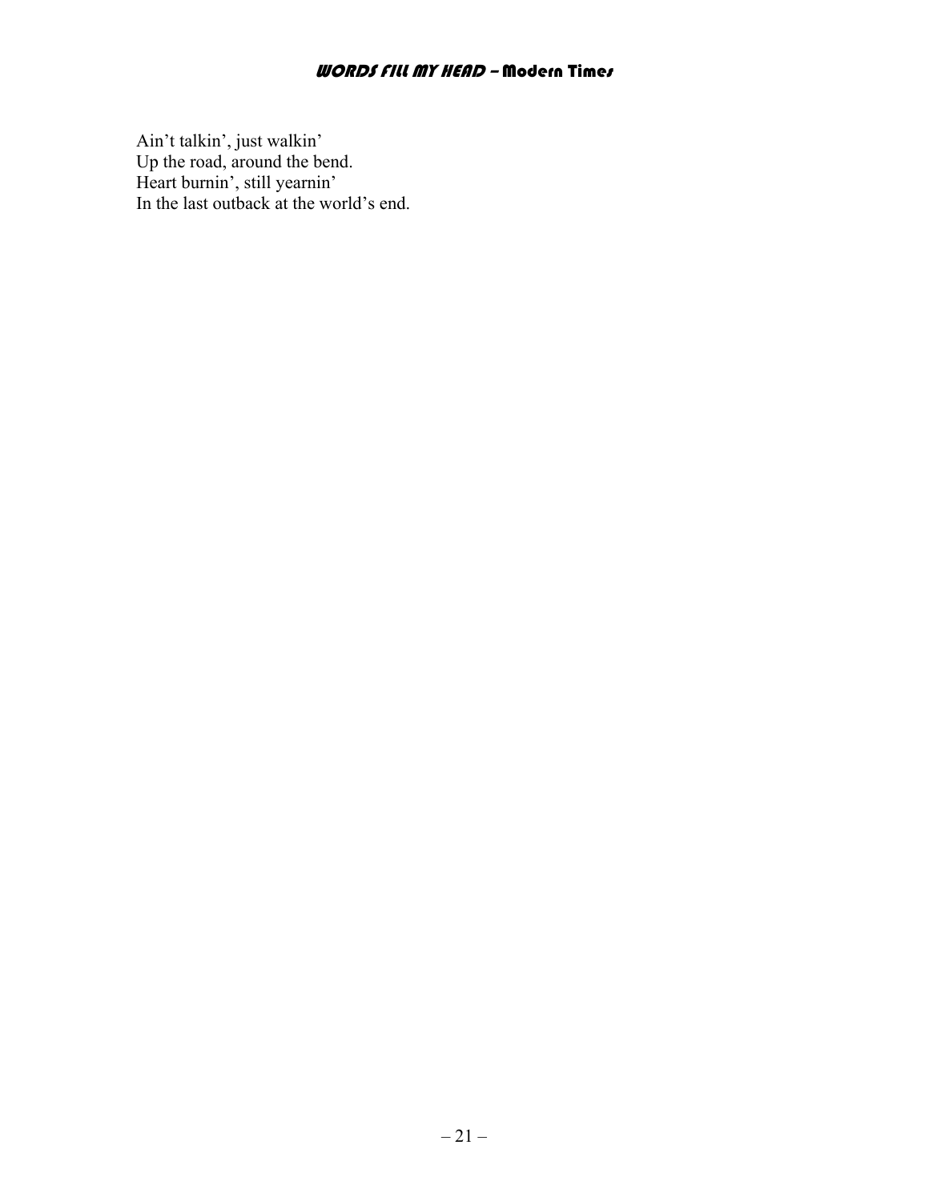Ain't talkin', just walkin'
Up the road, around the bend.
Heart burnin', still yearnin'
In the last outback at the world's end.